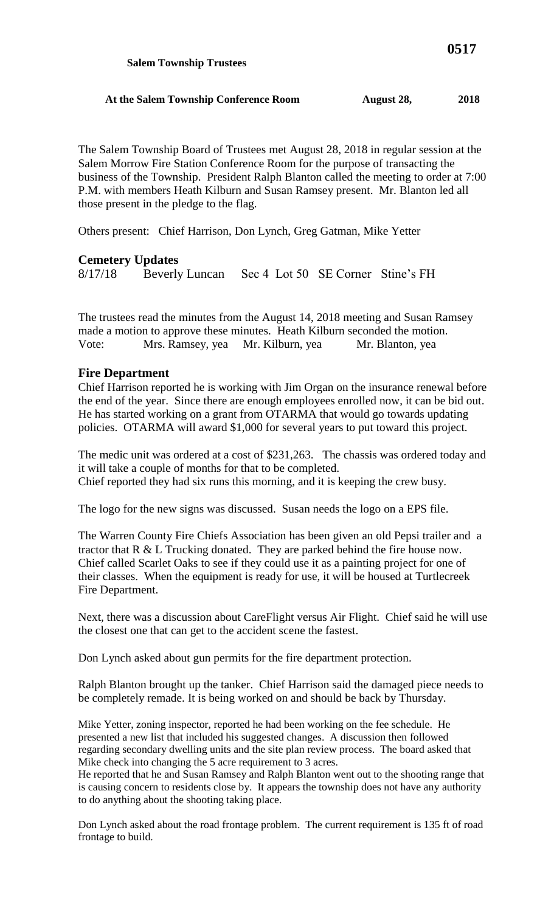**Salem Township Trustees**

**At the Salem Township Conference Room August 28, 2018**

The Salem Township Board of Trustees met August 28, 2018 in regular session at the Salem Morrow Fire Station Conference Room for the purpose of transacting the business of the Township. President Ralph Blanton called the meeting to order at 7:00 P.M. with members Heath Kilburn and Susan Ramsey present. Mr. Blanton led all those present in the pledge to the flag.

Others present: Chief Harrison, Don Lynch, Greg Gatman, Mike Yetter

## Cemetery Updates

8/17/18 Beverly Luncan Sec 4 Lot 50 SE Corner Stine's FH

The trustees read the minutes from the August 14, 2018 meeting and Susan Ramsey made a motion to approve these minutes. Heath Kilburn seconded the motion.
Vote: Mrs. Ramsey, yea Mr. Kilburn, yea Mr. Blanton, yea

## Fire Department

Chief Harrison reported he is working with Jim Organ on the insurance renewal before the end of the year. Since there are enough employees enrolled now, it can be bid out. He has started working on a grant from OTARMA that would go towards updating policies. OTARMA will award $1,000 for several years to put toward this project.

The medic unit was ordered at a cost of $231,263. The chassis was ordered today and it will take a couple of months for that to be completed.
Chief reported they had six runs this morning, and it is keeping the crew busy.

The logo for the new signs was discussed. Susan needs the logo on a EPS file.

The Warren County Fire Chiefs Association has been given an old Pepsi trailer and a tractor that R & L Trucking donated. They are parked behind the fire house now. Chief called Scarlet Oaks to see if they could use it as a painting project for one of their classes. When the equipment is ready for use, it will be housed at Turtlecreek Fire Department.

Next, there was a discussion about CareFlight versus Air Flight. Chief said he will use the closest one that can get to the accident scene the fastest.

Don Lynch asked about gun permits for the fire department protection.

Ralph Blanton brought up the tanker. Chief Harrison said the damaged piece needs to be completely remade. It is being worked on and should be back by Thursday.

Mike Yetter, zoning inspector, reported he had been working on the fee schedule. He presented a new list that included his suggested changes. A discussion then followed regarding secondary dwelling units and the site plan review process. The board asked that Mike check into changing the 5 acre requirement to 3 acres.
He reported that he and Susan Ramsey and Ralph Blanton went out to the shooting range that is causing concern to residents close by. It appears the township does not have any authority to do anything about the shooting taking place.

Don Lynch asked about the road frontage problem. The current requirement is 135 ft of road frontage to build.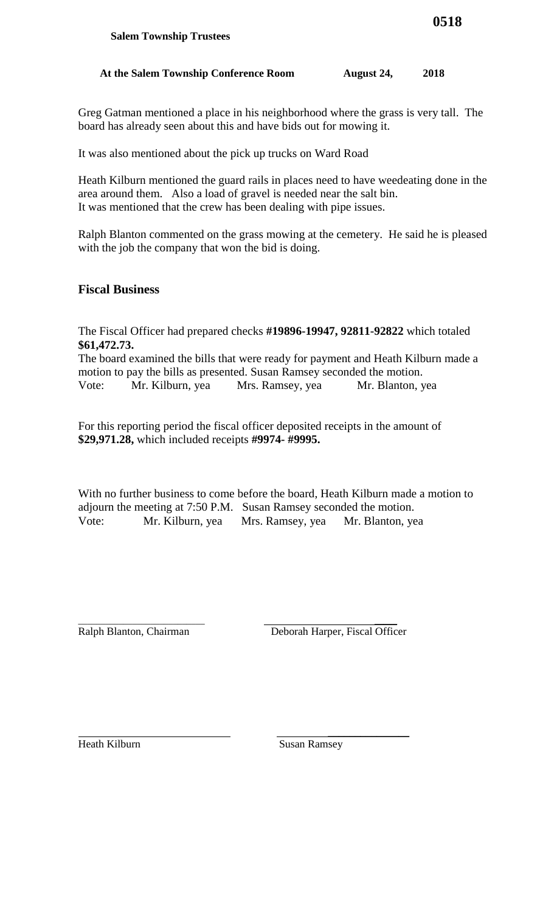**Salem Township Trustees**

**At the Salem Township Conference Room August 24, 2018**

Greg Gatman mentioned a place in his neighborhood where the grass is very tall. The board has already seen about this and have bids out for mowing it.

It was also mentioned about the pick up trucks on Ward Road

Heath Kilburn mentioned the guard rails in places need to have weedeating done in the area around them. Also a load of gravel is needed near the salt bin.
It was mentioned that the crew has been dealing with pipe issues.

Ralph Blanton commented on the grass mowing at the cemetery. He said he is pleased with the job the company that won the bid is doing.

## Fiscal Business

The Fiscal Officer had prepared checks **#19896-19947, 92811-92822** which totaled **$61,472.73.**
The board examined the bills that were ready for payment and Heath Kilburn made a motion to pay the bills as presented. Susan Ramsey seconded the motion.
Vote: Mr. Kilburn, yea Mrs. Ramsey, yea Mr. Blanton, yea

For this reporting period the fiscal officer deposited receipts in the amount of **$29,971.28,** which included receipts **#9974- #9995.**

With no further business to come before the board, Heath Kilburn made a motion to adjourn the meeting at 7:50 P.M. Susan Ramsey seconded the motion.
Vote: Mr. Kilburn, yea Mrs. Ramsey, yea Mr. Blanton, yea

Ralph Blanton, Chairman

Deborah Harper, Fiscal Officer

Heath Kilburn

Susan Ramsey